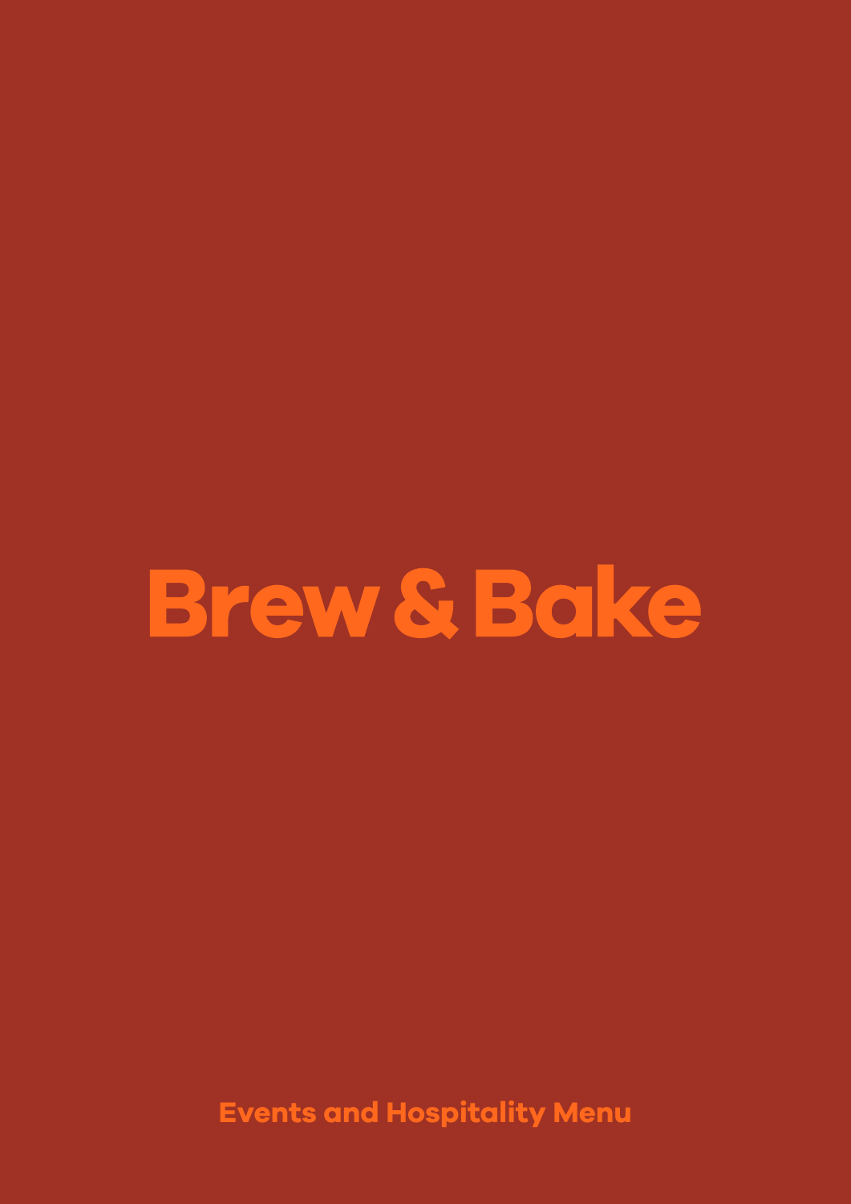# Brew & Bake

Events and Hospitality Menu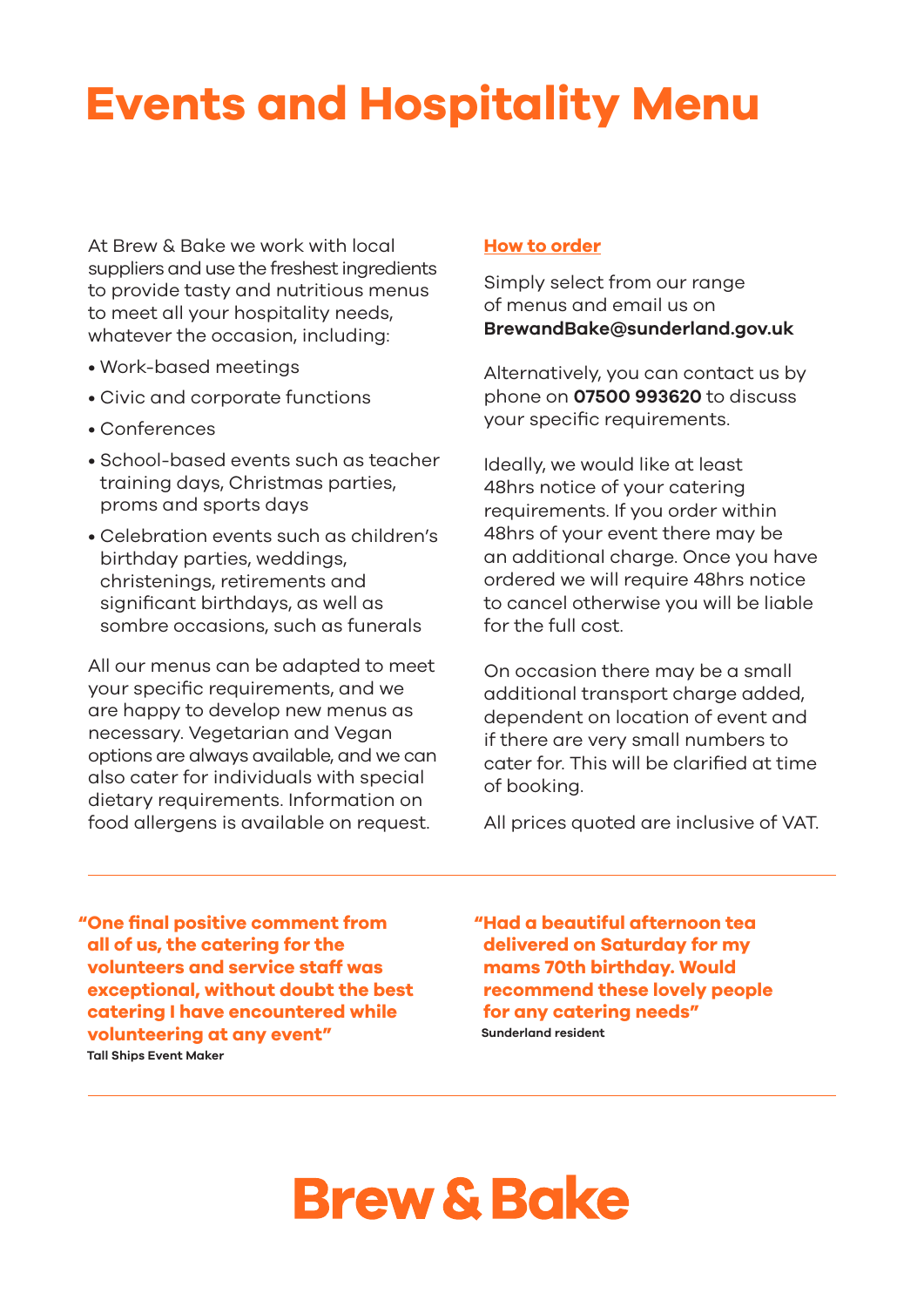# Events and Hospitality Menu

At Brew & Bake we work with local suppliers and use the freshest ingredients to provide tasty and nutritious menus to meet all your hospitality needs, whatever the occasion, including:

- Work-based meetings
- Civic and corporate functions
- Conferences
- School-based events such as teacher training days, Christmas parties, proms and sports days
- Celebration events such as children's birthday parties, weddings, christenings, retirements and significant birthdays, as well as sombre occasions, such as funerals

All our menus can be adapted to meet your specific requirements, and we are happy to develop new menus as necessary. Vegetarian and Vegan options are always available, and we can also cater for individuals with special dietary requirements. Information on food allergens is available on request.

## How to order

Simply select from our range of menus and email us on **BrewandBake@sunderland.gov.uk**

Alternatively, you can contact us by phone on **07500 993620** to discuss your specific requirements.

Ideally, we would like at least 48hrs notice of your catering requirements. If you order within 48hrs of your event there may be an additional charge. Once you have ordered we will require 48hrs notice to cancel otherwise you will be liable for the full cost.

On occasion there may be a small additional transport charge added, dependent on location of event and if there are very small numbers to cater for. This will be clarified at time of booking.

All prices quoted are inclusive of VAT.

---

**"One final positive comment from all of us, the catering for the volunteers and service staff was exceptional, without doubt the best catering I have encountered while volunteering at any event"**
Tall Ships Event Maker

**"Had a beautiful afternoon tea delivered on Saturday for my mams 70th birthday. Would recommend these lovely people for any catering needs"**
Sunderland resident

---

**Brew & Bake**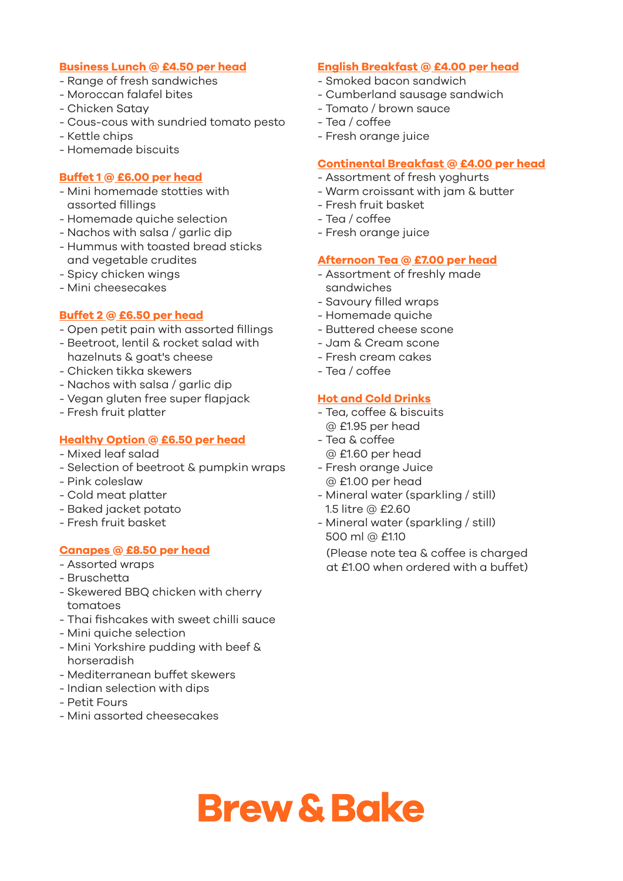## Business Lunch @ £4.50 per head

- Range of fresh sandwiches
- Moroccan falafel bites
- Chicken Satay
- Cous-cous with sundried tomato pesto
- Kettle chips
- Homemade biscuits

## Buffet 1 @ £6.00 per head

- Mini homemade stotties with assorted fillings
- Homemade quiche selection
- Nachos with salsa / garlic dip
- Hummus with toasted bread sticks and vegetable crudites
- Spicy chicken wings
- Mini cheesecakes

## Buffet 2 @ £6.50 per head

- Open petit pain with assorted fillings
- Beetroot, lentil & rocket salad with hazelnuts & goat's cheese
- Chicken tikka skewers
- Nachos with salsa / garlic dip
- Vegan gluten free super flapjack
- Fresh fruit platter

## Healthy Option @ £6.50 per head

- Mixed leaf salad
- Selection of beetroot & pumpkin wraps
- Pink coleslaw
- Cold meat platter
- Baked jacket potato
- Fresh fruit basket

## Canapes @ £8.50 per head

- Assorted wraps
- Bruschetta
- Skewered BBQ chicken with cherry tomatoes
- Thai fishcakes with sweet chilli sauce
- Mini quiche selection
- Mini Yorkshire pudding with beef & horseradish
- Mediterranean buffet skewers
- Indian selection with dips
- Petit Fours
- Mini assorted cheesecakes

## English Breakfast @ £4.00 per head

- Smoked bacon sandwich
- Cumberland sausage sandwich
- Tomato / brown sauce
- Tea / coffee
- Fresh orange juice

## Continental Breakfast @ £4.00 per head

- Assortment of fresh yoghurts
- Warm croissant with jam & butter
- Fresh fruit basket
- Tea / coffee
- Fresh orange juice

## Afternoon Tea @ £7.00 per head

- Assortment of freshly made sandwiches
- Savoury filled wraps
- Homemade quiche
- Buttered cheese scone
- Jam & Cream scone
- Fresh cream cakes
- Tea / coffee

## Hot and Cold Drinks

- Tea, coffee & biscuits @ £1.95 per head
- Tea & coffee @ £1.60 per head
- Fresh orange Juice @ £1.00 per head
- Mineral water (sparkling / still) 1.5 litre @ £2.60
- Mineral water (sparkling / still) 500 ml @ £1.10

(Please note tea & coffee is charged at £1.00 when ordered with a buffet)

# Brew & Bake